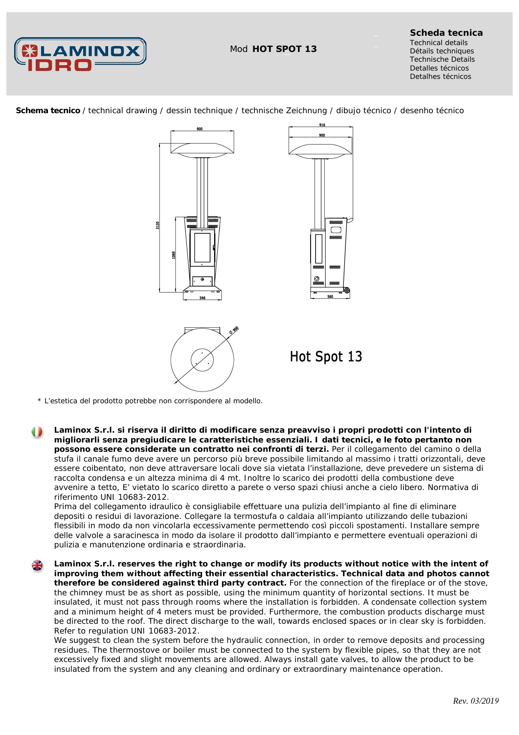LAMINOX IDRO

Mod **HOT SPOT 13**

**Scheda tecnica**
Technical details
Détails techniques
Technische Details
Detalles técnicos
Detalhes técnicos

**Schema tecnico** / technical drawing / dessin technique / technische Zeichnung / dibujo técnico / desenho técnico

900 916 900 2120 1069 546 560 Ø 900

Hot Spot 13

\* L'estetica del prodotto potrebbe non corrispondere al modello.

**Laminox S.r.l. si riserva il diritto di modificare senza preavviso i propri prodotti con l'intento di migliorarli senza pregiudicare le caratteristiche essenziali. I dati tecnici, e le foto pertanto non possono essere considerate un contratto nei confronti di terzi.** Per il collegamento del camino o della stufa il canale fumo deve avere un percorso più breve possibile limitando al massimo i tratti orizzontali, deve essere coibentato, non deve attraversare locali dove sia vietata l'installazione, deve prevedere un sistema di raccolta condensa e un altezza minima di 4 mt. Inoltre lo scarico dei prodotti della combustione deve avvenire a tetto, E' vietato lo scarico diretto a parete o verso spazi chiusi anche a cielo libero. Normativa di riferimento UNI 10683-2012.
Prima del collegamento idraulico è consigliabile effettuare una pulizia dell'impianto al fine di eliminare depositi o residui di lavorazione. Collegare la termostufa o caldaia all'impianto utilizzando delle tubazioni flessibili in modo da non vincolarla eccessivamente permettendo così piccoli spostamenti. Installare sempre delle valvole a saracinesca in modo da isolare il prodotto dall'impianto e permettere eventuali operazioni di pulizia e manutenzione ordinaria e straordinaria.

**Laminox S.r.l. reserves the right to change or modify its products without notice with the intent of improving them without affecting their essential characteristics. Technical data and photos cannot therefore be considered against third party contract.** For the connection of the fireplace or of the stove, the chimney must be as short as possible, using the minimum quantity of horizontal sections. It must be insulated, it must not pass through rooms where the installation is forbidden. A condensate collection system and a minimum height of 4 meters must be provided. Furthermore, the combustion products discharge must be directed to the roof. The direct discharge to the wall, towards enclosed spaces or in clear sky is forbidden. Refer to regulation UNI 10683-2012.
We suggest to clean the system before the hydraulic connection, in order to remove deposits and processing residues. The thermostove or boiler must be connected to the system by flexible pipes, so that they are not excessively fixed and slight movements are allowed. Always install gate valves, to allow the product to be insulated from the system and any cleaning and ordinary or extraordinary maintenance operation.

*Rev. 03/2019*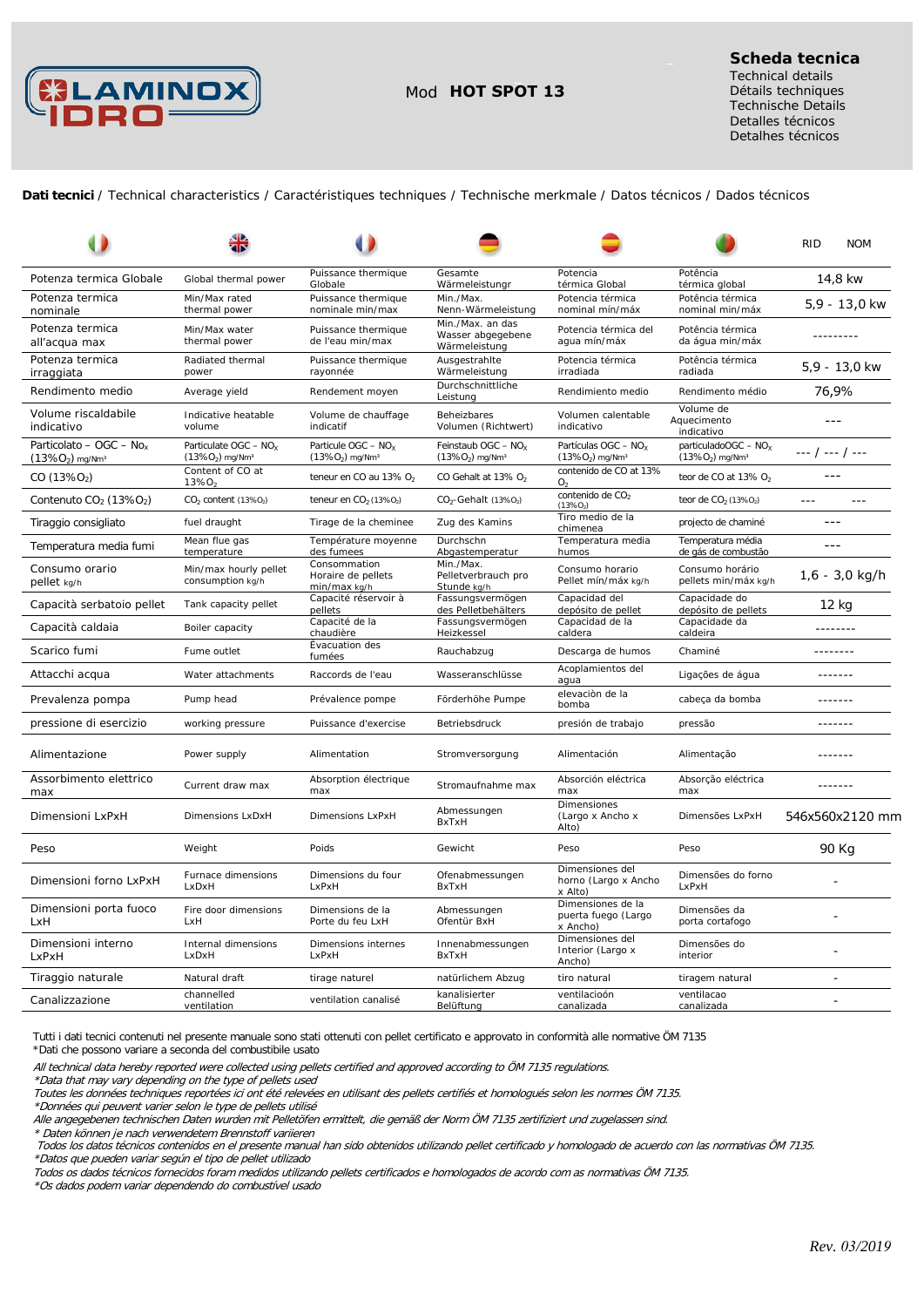LAMINOX IDRO

Mod **HOT SPOT 13**

## Scheda tecnica

Technical details
Détails techniques
Technische Details
Detalles técnicos
Detalhes técnicos

**Dati tecnici** / Technical characteristics / Caractéristiques techniques / Technische merkmale / Datos técnicos / Dados técnicos

| | | | | | | RID NOM |
|---|---|---|---|---|---|---|
| Potenza termica Globale | Global thermal power | Puissance thermique Globale | Gesamte Wärmeleistungr | Potencia térmica Global | Potência térmica global | 14,8 kw |
| Potenza termica nominale | Min/Max rated thermal power | Puissance thermique nominale min/max | Min./Max. Nenn-Wärmeleistung | Potencia térmica nominal mín/máx | Potência térmica nominal mín/máx | 5,9 - 13,0 kw |
| Potenza termica all'acqua max | Min/Max water thermal power | Puissance thermique de l'eau min/max | Min./Max. an das Wasser abgegebene Wärmeleistung | Potencia térmica del agua mín/máx | Potência térmica da água mín/máx | --------- |
| Potenza termica irraggiata | Radiated thermal power | Puissance thermique rayonnée | Ausgestrahlte Wärmeleistung | Potencia térmica irradiada | Potência térmica radiada | 5,9 - 13,0 kw |
| Rendimento medio | Average yield | Rendement moyen | Durchschnittliche Leistung | Rendimiento medio | Rendimento médio | 76,9% |
| Volume riscaldabile indicativo | Indicative heatable volume | Volume de chauffage indicatif | Beheizbares Volumen (Richtwert) | Volumen calentable indicativo | Volume de Aquecimento indicativo | --- |
| Particolato – OGC – $NO_x$ (13% $O_2$) mg/Nm³ | Particulate OGC – $NO_x$ (13% $O_2$) mg/Nm³ | Particule OGC – $NO_x$ (13% $O_2$) mg/Nm³ | Feinstaub OGC – $NO_x$ (13% $O_2$) mg/Nm³ | Partículas OGC – $NO_x$ (13% $O_2$) mg/Nm³ | particuladoOGC – $NO_x$ (13% $O_2$) mg/Nm³ | --- / --- / --- |
| CO (13% $O_2$) | Content of CO at 13% $O_2$ | teneur en CO au 13% $O_2$ | CO Gehalt at 13% $O_2$ | contenido de CO at 13% $O_2$ | teor de CO at 13% $O_2$ | --- |
| Contenuto $CO_2$ (13% $O_2$) | $CO_2$ content (13% $O_2$) | teneur en $CO_2$ (13% $O_2$) | $CO_2$-Gehalt (13% $O_2$) | contenido de $CO_2$ (13% $O_2$) | teor de $CO_2$ (13% $O_2$) | --- --- |
| Tiraggio consigliato | fuel draught | Tirage de la cheminee | Zug des Kamins | Tiro medio de la chimenea | projecto de chaminé | --- |
| Temperatura media fumi | Mean flue gas temperature | Température moyenne des fumees | Durchschn Abgastemperatur | Temperatura media humos | Temperatura média de gás de combustão | --- |
| Consumo orario pellet kg/h | Min/max hourly pellet consumption kg/h | Consommation Horaire de pellets min/max kg/h | Min./Max. Pelletverbrauch pro Stunde kg/h | Consumo horario Pellet mín/máx kg/h | Consumo horário pellets mín/máx kg/h | 1,6 - 3,0 kg/h |
| Capacità serbatoio pellet | Tank capacity pellet | Capacité réservoir à pellets | Fassungsvermögen des Pelletbehälters | Capacidad del depósito de pellet | Capacidade do depósito de pellets | 12 kg |
| Capacità caldaia | Boiler capacity | Capacité de la chaudière | Fassungsvermögen Heizkessel | Capacidad de la caldera | Capacidade da caldeira | -------- |
| Scarico fumi | Fume outlet | Évacuation des fumées | Rauchabzug | Descarga de humos | Chaminé | -------- |
| Attacchi acqua | Water attachments | Raccords de l'eau | Wasseranschlüsse | Acoplamientos del agua | Ligações de água | ------- |
| Prevalenza pompa | Pump head | Prévalence pompe | Förderhöhe Pumpe | elevaciòn de la bomba | cabeça da bomba | ------- |
| pressione di esercizio | working pressure | Puissance d'exercise | Betriebsdruck | presión de trabajo | pressão | ------- |
| Alimentazione | Power supply | Alimentation | Stromversorgung | Alimentación | Alimentação | ------- |
| Assorbimento elettrico max | Current draw max | Absorption électrique max | Stromaufnahme max | Absorción eléctrica max | Absorção eléctrica max | ------- |
| Dimensioni LxPxH | Dimensions LxDxH | Dimensions LxPxH | Abmessungen BxTxH | Dimensiones (Largo x Ancho x Alto) | Dimensões LxPxH | 546x560x2120 mm |
| Peso | Weight | Poids | Gewicht | Peso | Peso | 90 Kg |
| Dimensioni forno LxPxH | Furnace dimensions LxDxH | Dimensions du four LxPxH | Ofenabmessungen BxTxH | Dimensiones del horno (Largo x Ancho x Alto) | Dimensões do forno LxPxH | - |
| Dimensioni porta fuoco LxH | Fire door dimensions LxH | Dimensions de la Porte du feu LxH | Abmessungen Ofentür BxH | Dimensiones de la puerta fuego (Largo x Ancho) | Dimensões da porta cortafogo | - |
| Dimensioni interno LxPxH | Internal dimensions LxDxH | Dimensions internes LxPxH | Innenabmessungen BxTxH | Dimensiones del Interior (Largo x Ancho) | Dimensões do interior | - |
| Tiraggio naturale | Natural draft | tirage naturel | natürlichem Abzug | tiro natural | tiragem natural | - |
| Canalizzazione | channelled ventilation | ventilation canalisé | kanalisierter Belüftung | ventilacioón canalizada | ventilacao canalizada | - |

Tutti i dati tecnici contenuti nel presente manuale sono stati ottenuti con pellet certificato e approvato in conformità alle normative ÖM 7135
*Dati che possono variare a seconda del combustibile usato

*All technical data hereby reported were collected using pellets certified and approved according to ÖM 7135 regulations.*
*\*Data that may vary depending on the type of pellets used*
*Toutes les données techniques reportées ici ont été relevées en utilisant des pellets certifiés et homologués selon les normes ÖM 7135.*
*\*Données qui peuvent varier selon le type de pellets utilisé*
*Alle angegebenen technischen Daten wurden mit Pelletöfen ermittelt, die gemäß der Norm ÖM 7135 zertifiziert und zugelassen sind.*
*\* Daten können je nach verwendetem Brennstoff variieren*
*Todos los datos técnicos contenidos en el presente manual han sido obtenidos utilizando pellet certificado y homologado de acuerdo con las normativas ÖM 7135.*
*\*Datos que pueden variar según el tipo de pellet utilizado*
*Todos os dados técnicos fornecidos foram medidos utilizando pellets certificados e homologados de acordo com as normativas ÖM 7135.*
*\*Os dados podem variar dependendo do combustível usado*

*Rev. 03/2019*